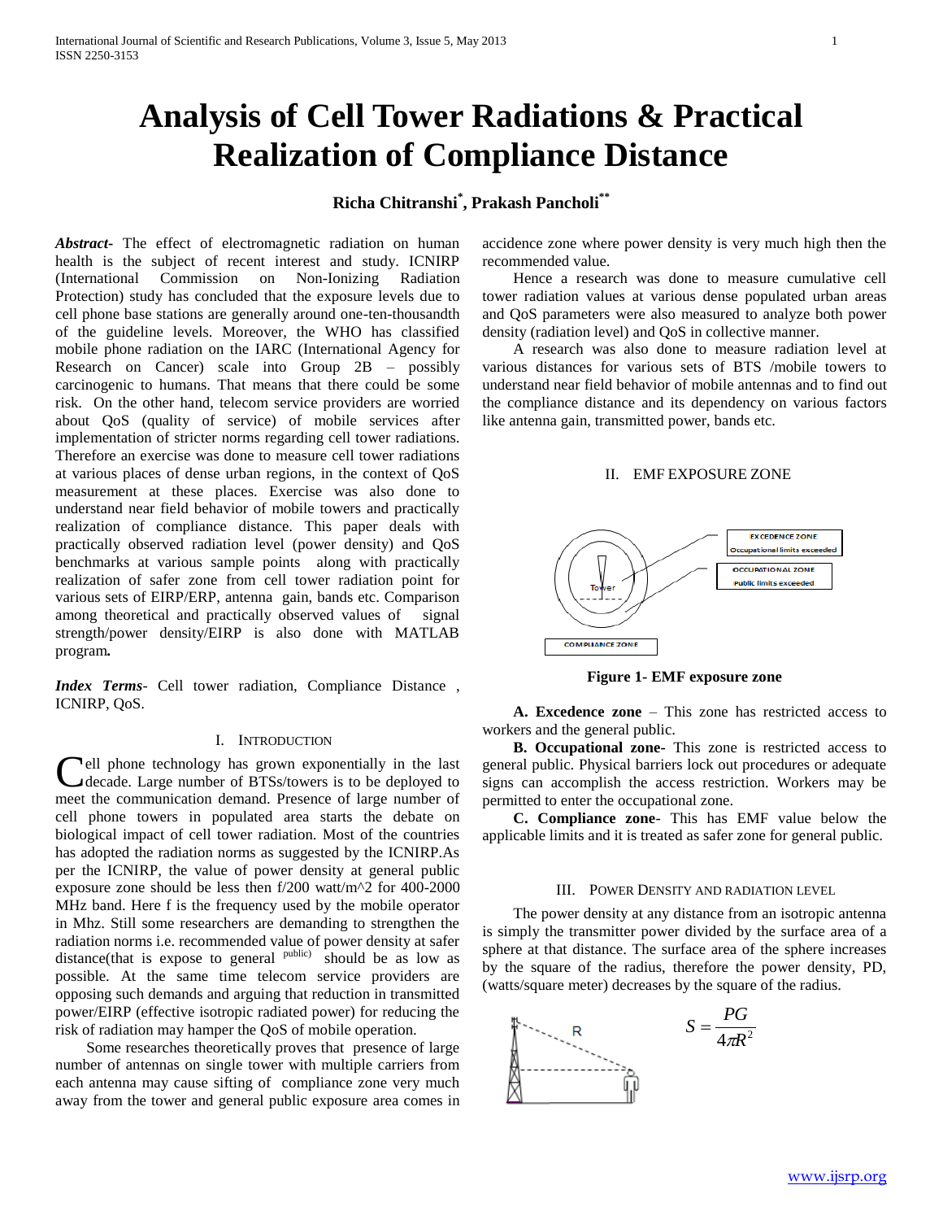# Analysis of Cell Tower Radiations & Practical Realization of Compliance Distance

**Richa Chitranshi*, Prakash Pancholi****

***Abstract*****-** The effect of electromagnetic radiation on human health is the subject of recent interest and study. ICNIRP (International Commission on Non-Ionizing Radiation Protection) study has concluded that the exposure levels due to cell phone base stations are generally around one-ten-thousandth of the guideline levels. Moreover, the WHO has classified mobile phone radiation on the IARC (International Agency for Research on Cancer) scale into Group 2B – possibly carcinogenic to humans. That means that there could be some risk. On the other hand, telecom service providers are worried about QoS (quality of service) of mobile services after implementation of stricter norms regarding cell tower radiations. Therefore an exercise was done to measure cell tower radiations at various places of dense urban regions, in the context of QoS measurement at these places. Exercise was also done to understand near field behavior of mobile towers and practically realization of compliance distance. This paper deals with practically observed radiation level (power density) and QoS benchmarks at various sample points along with practically realization of safer zone from cell tower radiation point for various sets of EIRP/ERP, antenna gain, bands etc. Comparison among theoretical and practically observed values of signal strength/power density/EIRP is also done with MATLAB program*.*

***Index Terms***- Cell tower radiation, Compliance Distance , ICNIRP, QoS.

## I. Introduction

Cell phone technology has grown exponentially in the last decade. Large number of BTSs/towers is to be deployed to meet the communication demand. Presence of large number of cell phone towers in populated area starts the debate on biological impact of cell tower radiation. Most of the countries has adopted the radiation norms as suggested by the ICNIRP.As per the ICNIRP, the value of power density at general public exposure zone should be less then f/200 watt/m^2 for 400-2000 MHz band. Here f is the frequency used by the mobile operator in Mhz. Still some researchers are demanding to strengthen the radiation norms i.e. recommended value of power density at safer distance(that is expose to general public) should be as low as possible. At the same time telecom service providers are opposing such demands and arguing that reduction in transmitted power/EIRP (effective isotropic radiated power) for reducing the risk of radiation may hamper the QoS of mobile operation.

Some researches theoretically proves that presence of large number of antennas on single tower with multiple carriers from each antenna may cause sifting of compliance zone very much away from the tower and general public exposure area comes in accidence zone where power density is very much high then the recommended value.

Hence a research was done to measure cumulative cell tower radiation values at various dense populated urban areas and QoS parameters were also measured to analyze both power density (radiation level) and QoS in collective manner.

A research was also done to measure radiation level at various distances for various sets of BTS /mobile towers to understand near field behavior of mobile antennas and to find out the compliance distance and its dependency on various factors like antenna gain, transmitted power, bands etc.

## II. EMF Exposure Zone

EXCEDENCE ZONE Occupational limits exceeded

OCCUPATIONAL ZONE Public limits exceeded

Tower

COMPLIANCE ZONE

**Figure 1- EMF exposure zone**

**A. Excedence zone** – This zone has restricted access to workers and the general public.

**B. Occupational zone-** This zone is restricted access to general public. Physical barriers lock out procedures or adequate signs can accomplish the access restriction. Workers may be permitted to enter the occupational zone.

**C. Compliance zone**- This has EMF value below the applicable limits and it is treated as safer zone for general public.

## III. Power Density and Radiation Level

The power density at any distance from an isotropic antenna is simply the transmitter power divided by the surface area of a sphere at that distance. The surface area of the sphere increases by the square of the radius, therefore the power density, PD, (watts/square meter) decreases by the square of the radius.

R

$$S = \frac{PG}{4\pi R^2}$$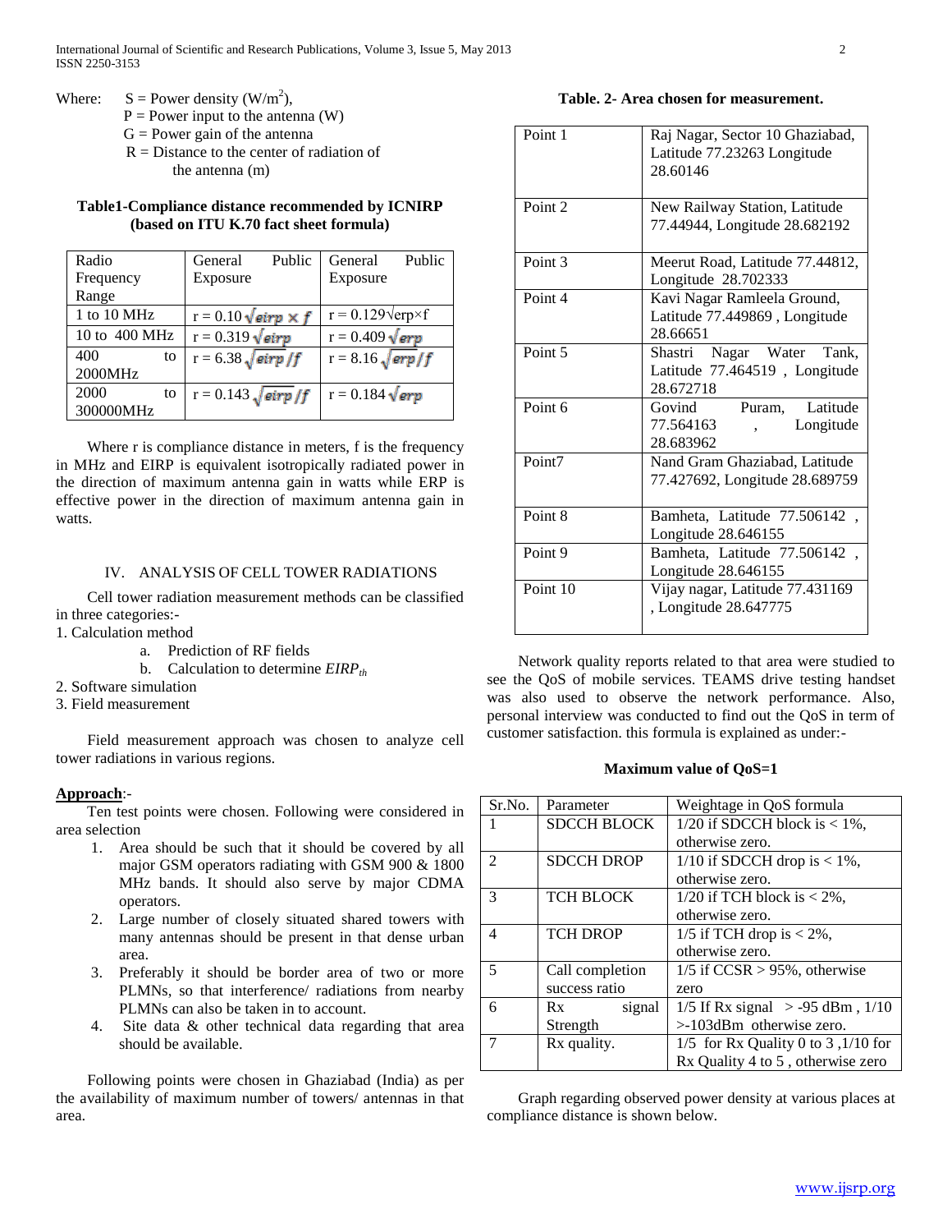Where: $S$ = Power density ($W/m^2$),
$P$ = Power input to the antenna (W)
$G$ = Power gain of the antenna
$R$ = Distance to the center of radiation of the antenna (m)

**Table1-Compliance distance recommended by ICNIRP (based on ITU K.70 fact sheet formula)**

| Radio Frequency Range | General Public Exposure | General Public Exposure |
|---|---|---|
| 1 to 10 MHz | $r = 0.10\sqrt{eirp \times f}$ | $r = 0.129\sqrt{erp \times f}$ |
| 10 to 400 MHz | $r = 0.319\sqrt{eirp}$ | $r = 0.409\sqrt{erp}$ |
| 400 to 2000MHz | $r = 6.38\sqrt{eirp/f}$ | $r = 8.16\sqrt{erp/f}$ |
| 2000 to 300000MHz | $r = 0.143\sqrt{eirp/f}$ | $r = 0.184\sqrt{erp}$ |

Where r is compliance distance in meters, f is the frequency in MHz and EIRP is equivalent isotropically radiated power in the direction of maximum antenna gain in watts while ERP is effective power in the direction of maximum antenna gain in watts.

## IV. ANALYSIS OF CELL TOWER RADIATIONS

Cell tower radiation measurement methods can be classified in three categories:-

1. Calculation method
   a. Prediction of RF fields
   b. Calculation to determine $EIRP_{th}$
2. Software simulation
3. Field measurement

Field measurement approach was chosen to analyze cell tower radiations in various regions.

**Approach**:-

Ten test points were chosen. Following were considered in area selection

1. Area should be such that it should be covered by all major GSM operators radiating with GSM 900 & 1800 MHz bands. It should also serve by major CDMA operators.
2. Large number of closely situated shared towers with many antennas should be present in that dense urban area.
3. Preferably it should be border area of two or more PLMNs, so that interference/ radiations from nearby PLMNs can also be taken in to account.
4. Site data & other technical data regarding that area should be available.

Following points were chosen in Ghaziabad (India) as per the availability of maximum number of towers/ antennas in that area.

**Table. 2- Area chosen for measurement.**

| | |
|---|---|
| Point 1 | Raj Nagar, Sector 10 Ghaziabad, Latitude 77.23263 Longitude 28.60146 |
| Point 2 | New Railway Station, Latitude 77.44944, Longitude 28.682192 |
| Point 3 | Meerut Road, Latitude 77.44812, Longitude 28.702333 |
| Point 4 | Kavi Nagar Ramleela Ground, Latitude 77.449869 , Longitude 28.66651 |
| Point 5 | Shastri Nagar Water Tank, Latitude 77.464519 , Longitude 28.672718 |
| Point 6 | Govind Puram, Latitude 77.564163 , Longitude 28.683962 |
| Point7 | Nand Gram Ghaziabad, Latitude 77.427692, Longitude 28.689759 |
| Point 8 | Bamheta, Latitude 77.506142 , Longitude 28.646155 |
| Point 9 | Bamheta, Latitude 77.506142 , Longitude 28.646155 |
| Point 10 | Vijay nagar, Latitude 77.431169 , Longitude 28.647775 |

Network quality reports related to that area were studied to see the QoS of mobile services. TEAMS drive testing handset was also used to observe the network performance. Also, personal interview was conducted to find out the QoS in term of customer satisfaction. this formula is explained as under:-

**Maximum value of QoS=1**

| Sr.No. | Parameter | Weightage in QoS formula |
|---|---|---|
| 1 | SDCCH BLOCK | 1/20 if SDCCH block is < 1%, otherwise zero. |
| 2 | SDCCH DROP | 1/10 if SDCCH drop is < 1%, otherwise zero. |
| 3 | TCH BLOCK | 1/20 if TCH block is < 2%, otherwise zero. |
| 4 | TCH DROP | 1/5 if TCH drop is < 2%, otherwise zero. |
| 5 | Call completion success ratio | 1/5 if CCSR > 95%, otherwise zero |
| 6 | Rx signal Strength | 1/5 If Rx signal > -95 dBm , 1/10 >-103dBm otherwise zero. |
| 7 | Rx quality. | 1/5 for Rx Quality 0 to 3 ,1/10 for Rx Quality 4 to 5 , otherwise zero |

Graph regarding observed power density at various places at compliance distance is shown below.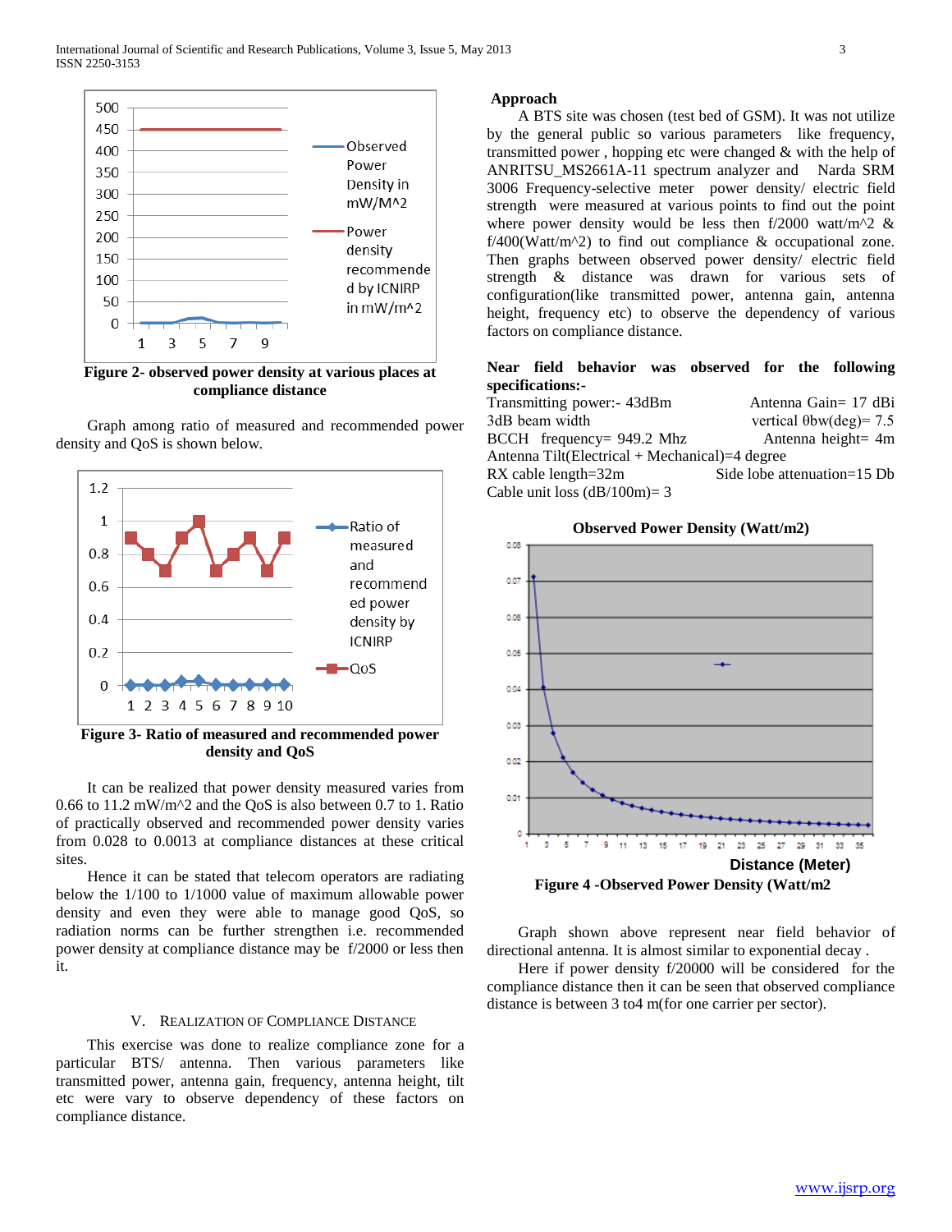Figure 2- observed power density at various places at compliance distance

Graph among ratio of measured and recommended power density and QoS is shown below.

Figure 3- Ratio of measured and recommended power density and QoS

It can be realized that power density measured varies from 0.66 to 11.2 mW/m^2 and the QoS is also between 0.7 to 1. Ratio of practically observed and recommended power density varies from 0.028 to 0.0013 at compliance distances at these critical sites.

Hence it can be stated that telecom operators are radiating below the 1/100 to 1/1000 value of maximum allowable power density and even they were able to manage good QoS, so radiation norms can be further strengthen i.e. recommended power density at compliance distance may be f/2000 or less then it.

## V. Realization of Compliance Distance

This exercise was done to realize compliance zone for a particular BTS/ antenna. Then various parameters like transmitted power, antenna gain, frequency, antenna height, tilt etc were vary to observe dependency of these factors on compliance distance.

**Approach**

A BTS site was chosen (test bed of GSM). It was not utilize by the general public so various parameters like frequency, transmitted power , hopping etc were changed & with the help of ANRITSU_MS2661A-11 spectrum analyzer and Narda SRM 3006 Frequency-selective meter power density/ electric field strength were measured at various points to find out the point where power density would be less then f/2000 watt/m^2 & f/400(Watt/m^2) to find out compliance & occupational zone. Then graphs between observed power density/ electric field strength & distance was drawn for various sets of configuration(like transmitted power, antenna gain, antenna height, frequency etc) to observe the dependency of various factors on compliance distance.

**Near field behavior was observed for the following specifications:-**

Transmitting power:- 43dBm — Antenna Gain= 17 dBi
3dB beam width — vertical θbw(deg)= 7.5
BCCH frequency= 949.2 Mhz — Antenna height= 4m
Antenna Tilt(Electrical + Mechanical)=4 degree
RX cable length=32m — Side lobe attenuation=15 Db
Cable unit loss (dB/100m)= 3

Figure 4 -Observed Power Density (Watt/m2

Graph shown above represent near field behavior of directional antenna. It is almost similar to exponential decay .

Here if power density f/20000 will be considered for the compliance distance then it can be seen that observed compliance distance is between 3 to4 m(for one carrier per sector).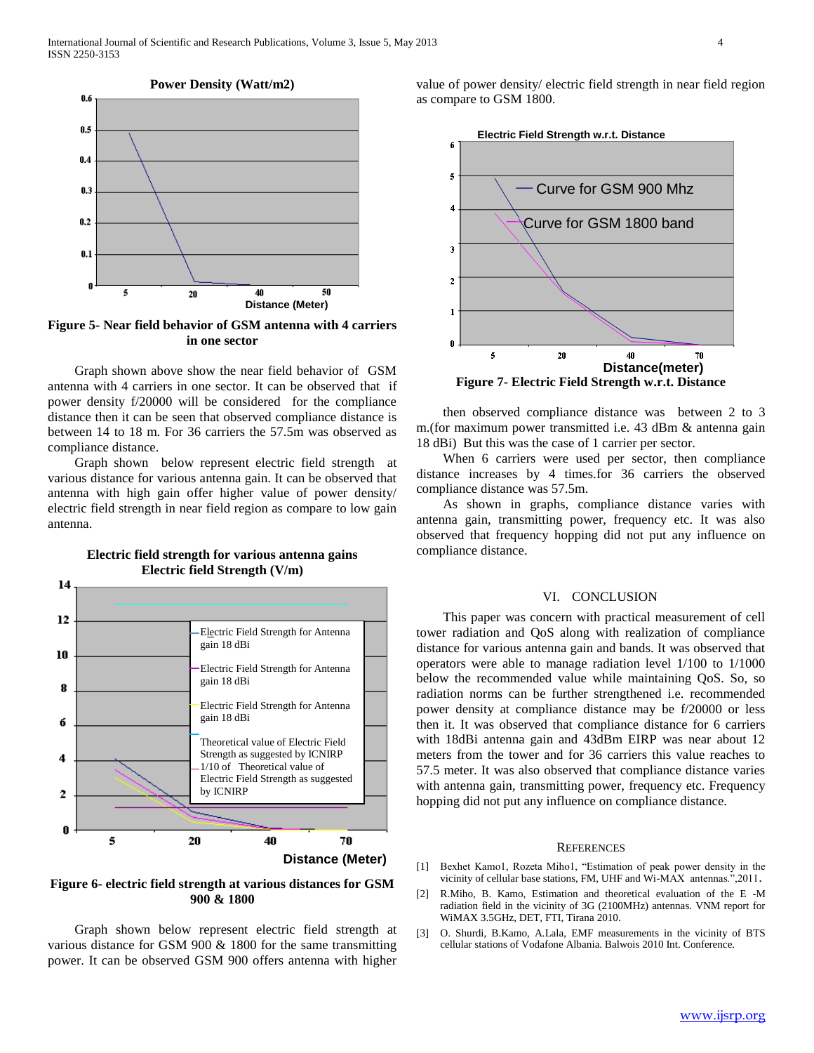Figure 5- Near field behavior of GSM antenna with 4 carriers in one sector

Graph shown above show the near field behavior of GSM antenna with 4 carriers in one sector. It can be observed that if power density f/20000 will be considered for the compliance distance then it can be seen that observed compliance distance is between 14 to 18 m. For 36 carriers the 57.5m was observed as compliance distance.

Graph shown below represent electric field strength at various distance for various antenna gain. It can be observed that antenna with high gain offer higher value of power density/ electric field strength in near field region as compare to low gain antenna.

Figure 6- electric field strength at various distances for GSM 900 & 1800

Graph shown below represent electric field strength at various distance for GSM 900 & 1800 for the same transmitting power. It can be observed GSM 900 offers antenna with higher value of power density/ electric field strength in near field region as compare to GSM 1800.

Figure 7- Electric Field Strength w.r.t. Distance

then observed compliance distance was between 2 to 3 m.(for maximum power transmitted i.e. 43 dBm & antenna gain 18 dBi) But this was the case of 1 carrier per sector.

When 6 carriers were used per sector, then compliance distance increases by 4 times.for 36 carriers the observed compliance distance was 57.5m.

As shown in graphs, compliance distance varies with antenna gain, transmitting power, frequency etc. It was also observed that frequency hopping did not put any influence on compliance distance.

## VI. CONCLUSION

This paper was concern with practical measurement of cell tower radiation and QoS along with realization of compliance distance for various antenna gain and bands. It was observed that operators were able to manage radiation level 1/100 to 1/1000 below the recommended value while maintaining QoS. So, so radiation norms can be further strengthened i.e. recommended power density at compliance distance may be f/20000 or less then it. It was observed that compliance distance for 6 carriers with 18dBi antenna gain and 43dBm EIRP was near about 12 meters from the tower and for 36 carriers this value reaches to 57.5 meter. It was also observed that compliance distance varies with antenna gain, transmitting power, frequency etc. Frequency hopping did not put any influence on compliance distance.

## REFERENCES

[1] Bexhet Kamo1, Rozeta Miho1, "Estimation of peak power density in the vicinity of cellular base stations, FM, UHF and Wi-MAX antennas.",2011.

[2] R.Miho, B. Kamo, Estimation and theoretical evaluation of the E -M radiation field in the vicinity of 3G (2100MHz) antennas. VNM report for WiMAX 3.5GHz, DET, FTI, Tirana 2010.

[3] O. Shurdi, B.Kamo, A.Lala, EMF measurements in the vicinity of BTS cellular stations of Vodafone Albania. Balwois 2010 Int. Conference.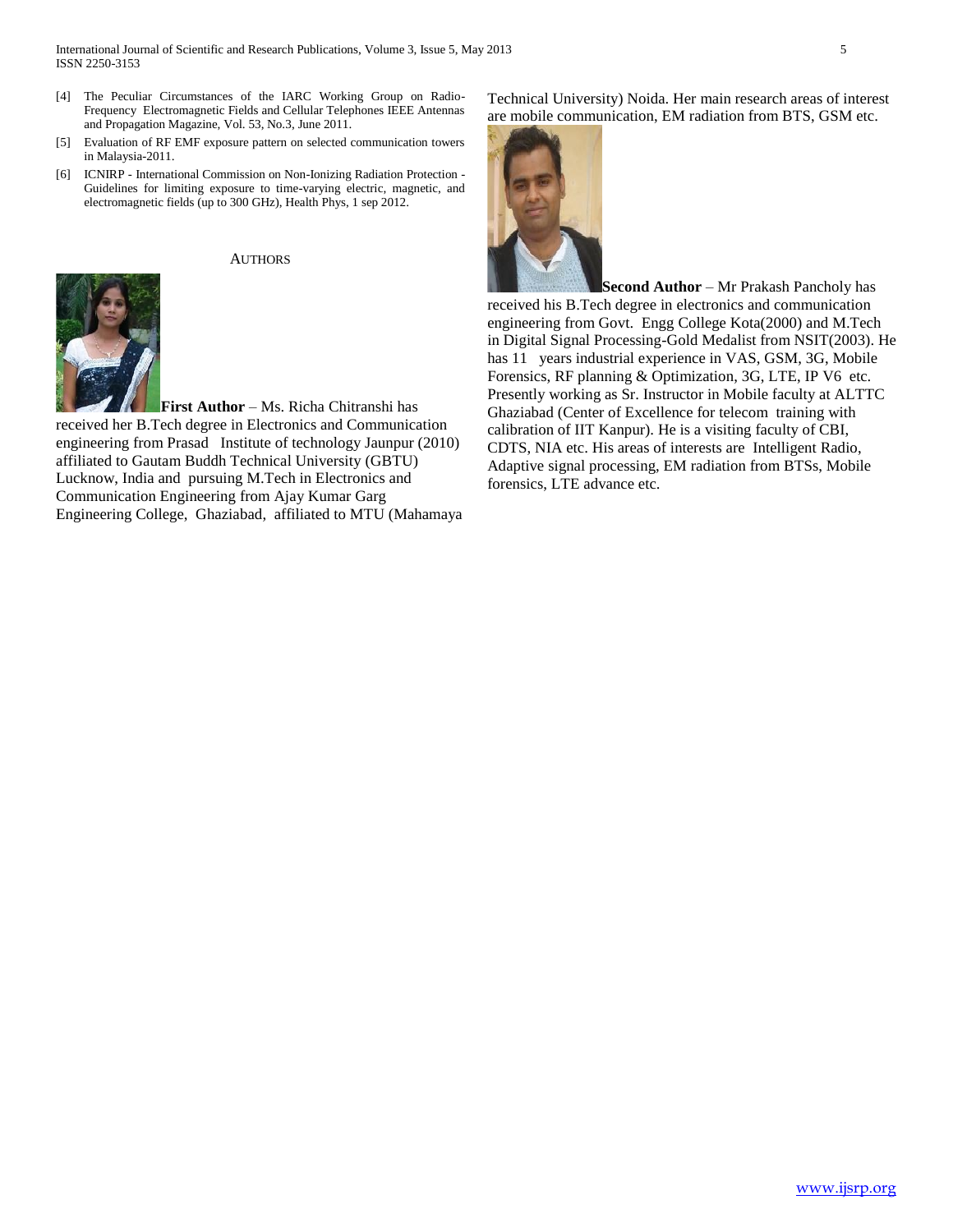[4] The Peculiar Circumstances of the IARC Working Group on Radio-Frequency Electromagnetic Fields and Cellular Telephones IEEE Antennas and Propagation Magazine, Vol. 53, No.3, June 2011.

[5] Evaluation of RF EMF exposure pattern on selected communication towers in Malaysia-2011.

[6] ICNIRP - International Commission on Non-Ionizing Radiation Protection - Guidelines for limiting exposure to time-varying electric, magnetic, and electromagnetic fields (up to 300 GHz), Health Phys, 1 sep 2012.

## AUTHORS

**First Author** – Ms. Richa Chitranshi has received her B.Tech degree in Electronics and Communication engineering from Prasad Institute of technology Jaunpur (2010) affiliated to Gautam Buddh Technical University (GBTU) Lucknow, India and pursuing M.Tech in Electronics and Communication Engineering from Ajay Kumar Garg Engineering College, Ghaziabad, affiliated to MTU (Mahamaya Technical University) Noida. Her main research areas of interest are mobile communication, EM radiation from BTS, GSM etc.

**Second Author** – Mr Prakash Pancholy has received his B.Tech degree in electronics and communication engineering from Govt. Engg College Kota(2000) and M.Tech in Digital Signal Processing-Gold Medalist from NSIT(2003). He has 11 years industrial experience in VAS, GSM, 3G, Mobile Forensics, RF planning & Optimization, 3G, LTE, IP V6 etc. Presently working as Sr. Instructor in Mobile faculty at ALTTC Ghaziabad (Center of Excellence for telecom training with calibration of IIT Kanpur). He is a visiting faculty of CBI, CDTS, NIA etc. His areas of interests are Intelligent Radio, Adaptive signal processing, EM radiation from BTSs, Mobile forensics, LTE advance etc.